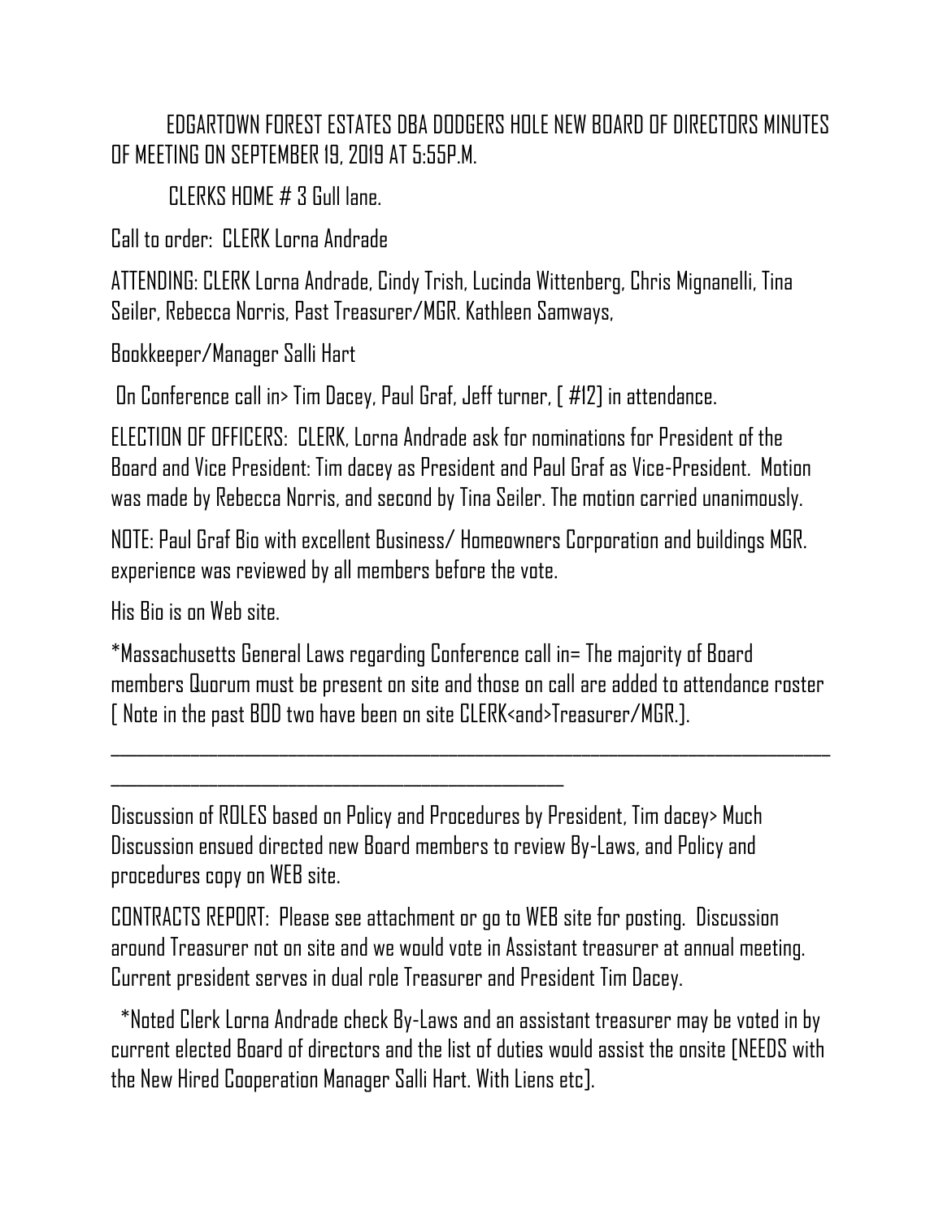EDGARTOWN FOREST ESTATES DBA DODGERS HOLE NEW BOARD OF DIRECTORS MINUTES OF MEETING ON SEPTEMBER 19, 2019 AT 5:55P.M.

CLERKS HOME # 3 Gull lane.

Call to order: CLERK Lorna Andrade

ATTENDING: CLERK Lorna Andrade, Cindy Trish, Lucinda Wittenberg, Chris Mignanelli, Tina Seiler, Rebecca Norris, Past Treasurer/MGR. Kathleen Samways,

Bookkeeper/Manager Salli Hart

On Conference call in> Tim Dacey, Paul Graf, Jeff turner, [ #12] in attendance.

ELECTION OF OFFICERS: CLERK, Lorna Andrade ask for nominations for President of the Board and Vice President: Tim dacey as President and Paul Graf as Vice-President. Motion was made by Rebecca Norris, and second by Tina Seiler. The motion carried unanimously.

NOTE: Paul Graf Bio with excellent Business/ Homeowners Corporation and buildings MGR. experience was reviewed by all members before the vote.

His Bio is on Web site.

*Massachusetts General Laws regarding Conference call in= The majority of Board members Quorum must be present on site and those on call are added to attendance roster [ Note in the past BOD two have been on site CLERK<and>Treasurer/MGR.].

---

Discussion of ROLES based on Policy and Procedures by President, Tim dacey> Much Discussion ensued directed new Board members to review By-Laws, and Policy and procedures copy on WEB site.

CONTRACTS REPORT: Please see attachment or go to WEB site for posting. Discussion around Treasurer not on site and we would vote in Assistant treasurer at annual meeting. Current president serves in dual role Treasurer and President Tim Dacey.

*Noted Clerk Lorna Andrade check By-Laws and an assistant treasurer may be voted in by current elected Board of directors and the list of duties would assist the onsite [NEEDS with the New Hired Cooperation Manager Salli Hart. With Liens etc].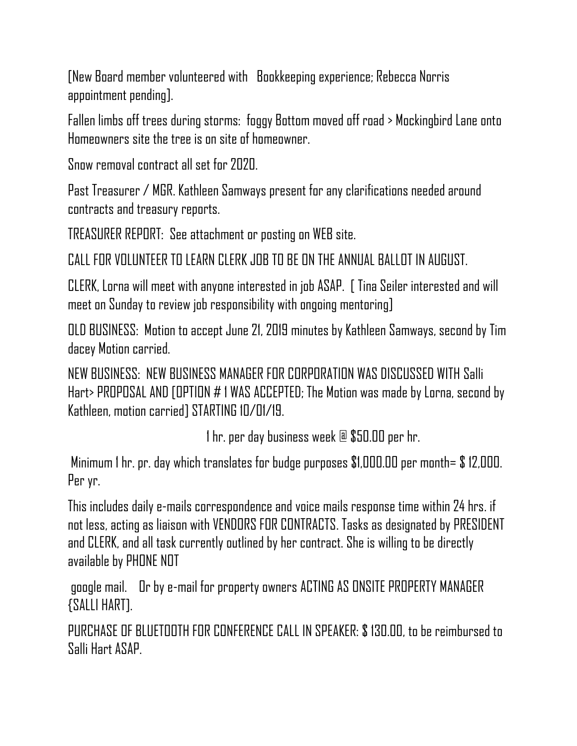[New Board member volunteered with Bookkeeping experience; Rebecca Norris appointment pending].

Fallen limbs off trees during storms: foggy Bottom moved off road > Mockingbird Lane onto Homeowners site the tree is on site of homeowner.

Snow removal contract all set for 2020.

Past Treasurer / MGR. Kathleen Samways present for any clarifications needed around contracts and treasury reports.

TREASURER REPORT: See attachment or posting on WEB site.

CALL FOR VOLUNTEER TO LEARN CLERK JOB TO BE ON THE ANNUAL BALLOT IN AUGUST.

CLERK, Lorna will meet with anyone interested in job ASAP. [ Tina Seiler interested and will meet on Sunday to review job responsibility with ongoing mentoring]

OLD BUSINESS: Motion to accept June 21, 2019 minutes by Kathleen Samways, second by Tim dacey Motion carried.

NEW BUSINESS: NEW BUSINESS MANAGER FOR CORPORATION WAS DISCUSSED WITH Salli Hart> PROPOSAL AND [OPTION # 1 WAS ACCEPTED; The Motion was made by Lorna, second by Kathleen, motion carried] STARTING 10/01/19.

1 hr. per day business week @ $50.00 per hr.

Minimum 1 hr. pr. day which translates for budge purposes $1,000.00 per month= $ 12,000. Per yr.

This includes daily e-mails correspondence and voice mails response time within 24 hrs. if not less, acting as liaison with VENDORS FOR CONTRACTS. Tasks as designated by PRESIDENT and CLERK, and all task currently outlined by her contract. She is willing to be directly available by PHONE NOT

google mail. Or by e-mail for property owners ACTING AS ONSITE PROPERTY MANAGER {SALLI HART].

PURCHASE OF BLUETOOTH FOR CONFERENCE CALL IN SPEAKER: $ 130.00, to be reimbursed to Salli Hart ASAP.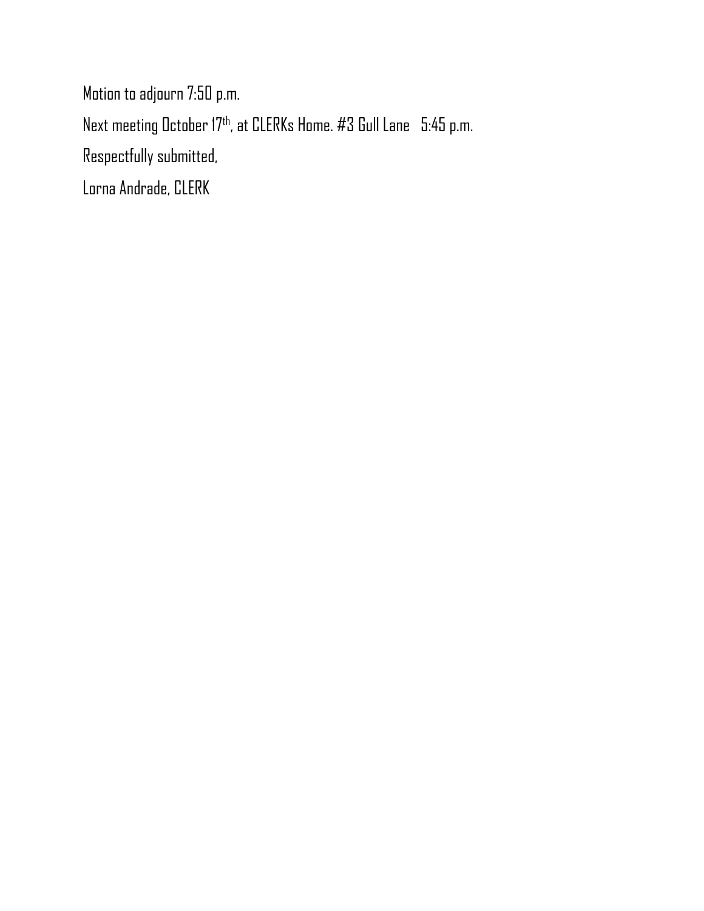Motion to adjourn 7:50 p.m.

Next meeting October 17th, at CLERKs Home. #3 Gull Lane   5:45 p.m.

Respectfully submitted,

Lorna Andrade, CLERK